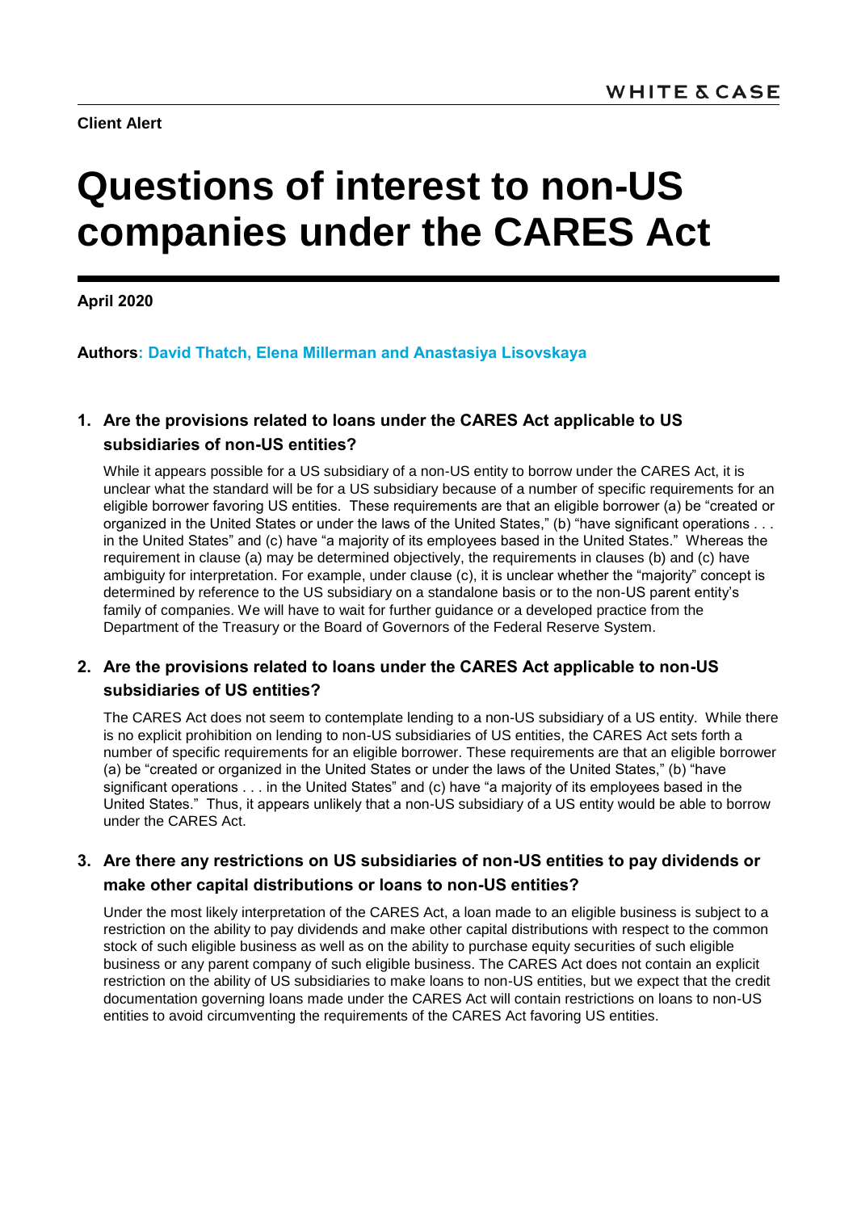**Client Alert**

# Questions of interest to non-US companies under the CARES Act

**April 2020**

**Authors: David Thatch, Elena Millerman and Anastasiya Lisovskaya**

## 1. Are the provisions related to loans under the CARES Act applicable to US subsidiaries of non-US entities?

While it appears possible for a US subsidiary of a non-US entity to borrow under the CARES Act, it is unclear what the standard will be for a US subsidiary because of a number of specific requirements for an eligible borrower favoring US entities. These requirements are that an eligible borrower (a) be "created or organized in the United States or under the laws of the United States," (b) "have significant operations . . . in the United States" and (c) have "a majority of its employees based in the United States." Whereas the requirement in clause (a) may be determined objectively, the requirements in clauses (b) and (c) have ambiguity for interpretation. For example, under clause (c), it is unclear whether the "majority" concept is determined by reference to the US subsidiary on a standalone basis or to the non-US parent entity's family of companies. We will have to wait for further guidance or a developed practice from the Department of the Treasury or the Board of Governors of the Federal Reserve System.

## 2. Are the provisions related to loans under the CARES Act applicable to non-US subsidiaries of US entities?

The CARES Act does not seem to contemplate lending to a non-US subsidiary of a US entity. While there is no explicit prohibition on lending to non-US subsidiaries of US entities, the CARES Act sets forth a number of specific requirements for an eligible borrower. These requirements are that an eligible borrower (a) be "created or organized in the United States or under the laws of the United States," (b) "have significant operations . . . in the United States" and (c) have "a majority of its employees based in the United States." Thus, it appears unlikely that a non-US subsidiary of a US entity would be able to borrow under the CARES Act.

## 3. Are there any restrictions on US subsidiaries of non-US entities to pay dividends or make other capital distributions or loans to non-US entities?

Under the most likely interpretation of the CARES Act, a loan made to an eligible business is subject to a restriction on the ability to pay dividends and make other capital distributions with respect to the common stock of such eligible business as well as on the ability to purchase equity securities of such eligible business or any parent company of such eligible business. The CARES Act does not contain an explicit restriction on the ability of US subsidiaries to make loans to non-US entities, but we expect that the credit documentation governing loans made under the CARES Act will contain restrictions on loans to non-US entities to avoid circumventing the requirements of the CARES Act favoring US entities.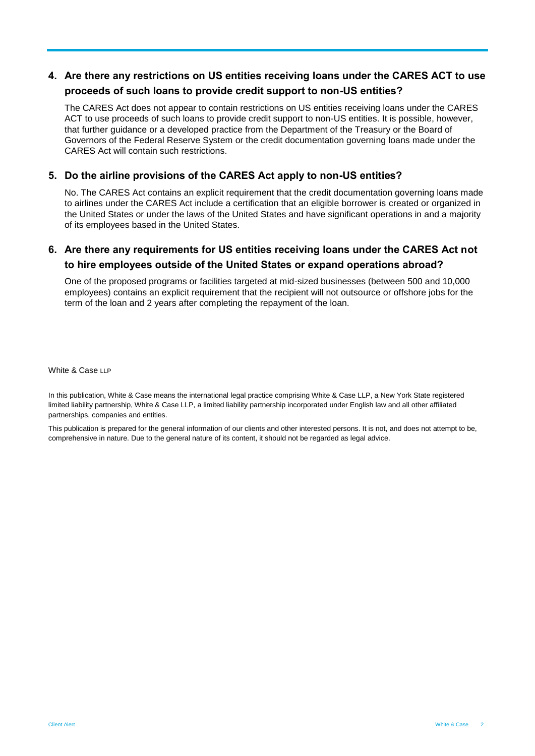## 4. Are there any restrictions on US entities receiving loans under the CARES ACT to use proceeds of such loans to provide credit support to non-US entities?

The CARES Act does not appear to contain restrictions on US entities receiving loans under the CARES ACT to use proceeds of such loans to provide credit support to non-US entities. It is possible, however, that further guidance or a developed practice from the Department of the Treasury or the Board of Governors of the Federal Reserve System or the credit documentation governing loans made under the CARES Act will contain such restrictions.

## 5. Do the airline provisions of the CARES Act apply to non-US entities?

No. The CARES Act contains an explicit requirement that the credit documentation governing loans made to airlines under the CARES Act include a certification that an eligible borrower is created or organized in the United States or under the laws of the United States and have significant operations in and a majority of its employees based in the United States.

## 6. Are there any requirements for US entities receiving loans under the CARES Act not to hire employees outside of the United States or expand operations abroad?

One of the proposed programs or facilities targeted at mid-sized businesses (between 500 and 10,000 employees) contains an explicit requirement that the recipient will not outsource or offshore jobs for the term of the loan and 2 years after completing the repayment of the loan.

White & Case LLP

In this publication, White & Case means the international legal practice comprising White & Case LLP, a New York State registered limited liability partnership, White & Case LLP, a limited liability partnership incorporated under English law and all other affiliated partnerships, companies and entities.

This publication is prepared for the general information of our clients and other interested persons. It is not, and does not attempt to be, comprehensive in nature. Due to the general nature of its content, it should not be regarded as legal advice.